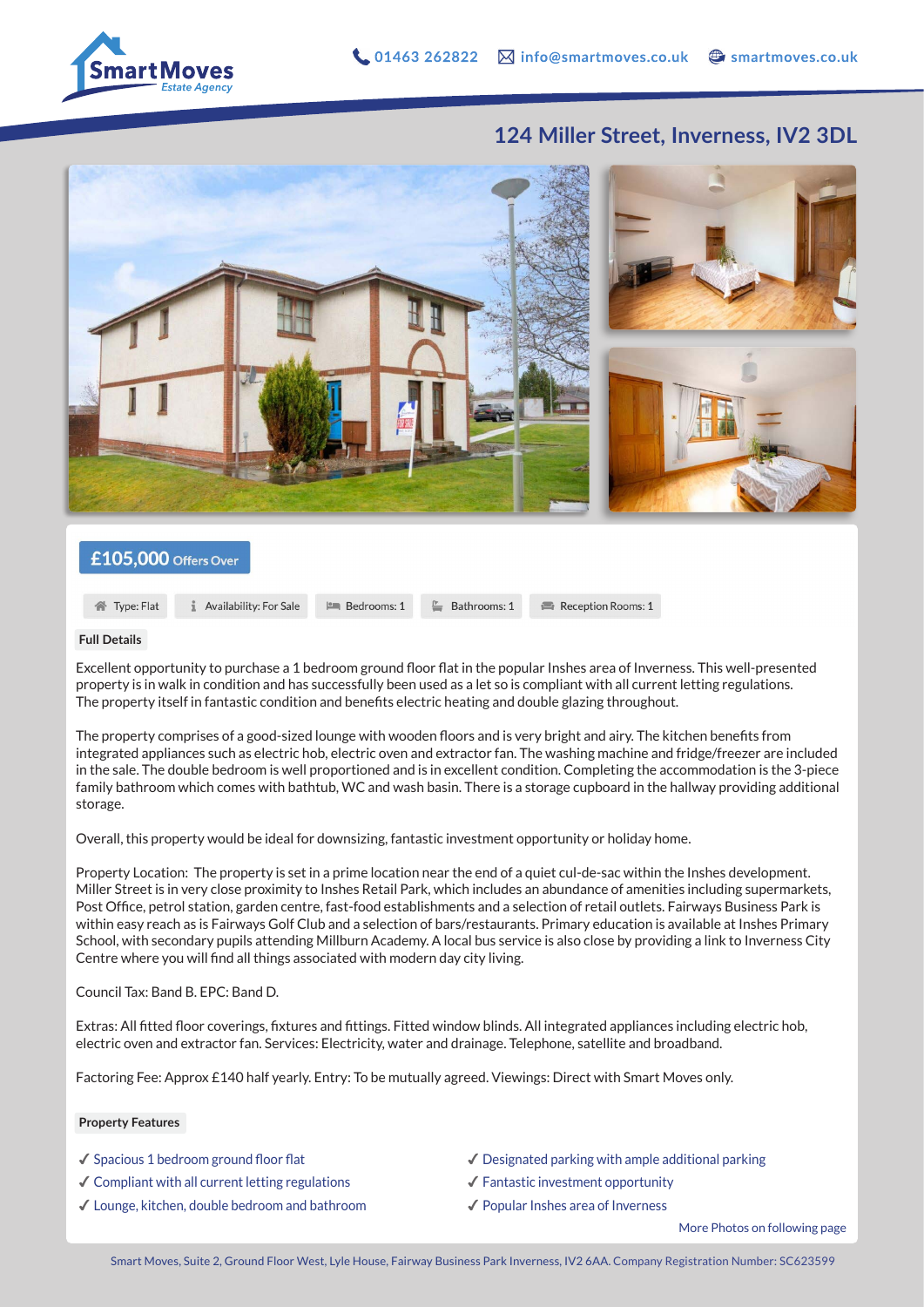SmartMoves Estate Agency

01463 262822 | info@smartmoves.co.uk | smartmoves.co.uk

# 124 Miller Street, Inverness, IV2 3DL

**£105,000** Offers Over

Type: Flat | Availability: For Sale | Bedrooms: 1 | Bathrooms: 1 | Reception Rooms: 1

## Full Details

Excellent opportunity to purchase a 1 bedroom ground floor flat in the popular Inshes area of Inverness. This well-presented property is in walk in condition and has successfully been used as a let so is compliant with all current letting regulations.
The property itself in fantastic condition and benefits electric heating and double glazing throughout.

The property comprises of a good-sized lounge with wooden floors and is very bright and airy. The kitchen benefits from integrated appliances such as electric hob, electric oven and extractor fan. The washing machine and fridge/freezer are included in the sale. The double bedroom is well proportioned and is in excellent condition. Completing the accommodation is the 3-piece family bathroom which comes with bathtub, WC and wash basin. There is a storage cupboard in the hallway providing additional storage.

Overall, this property would be ideal for downsizing, fantastic investment opportunity or holiday home.

Property Location: The property is set in a prime location near the end of a quiet cul-de-sac within the Inshes development. Miller Street is in very close proximity to Inshes Retail Park, which includes an abundance of amenities including supermarkets, Post Office, petrol station, garden centre, fast-food establishments and a selection of retail outlets. Fairways Business Park is within easy reach as is Fairways Golf Club and a selection of bars/restaurants. Primary education is available at Inshes Primary School, with secondary pupils attending Millburn Academy. A local bus service is also close by providing a link to Inverness City Centre where you will find all things associated with modern day city living.

Council Tax: Band B. EPC: Band D.

Extras: All fitted floor coverings, fixtures and fittings. Fitted window blinds. All integrated appliances including electric hob, electric oven and extractor fan. Services: Electricity, water and drainage. Telephone, satellite and broadband.

Factoring Fee: Approx £140 half yearly. Entry: To be mutually agreed. Viewings: Direct with Smart Moves only.

## Property Features

- ✓ Spacious 1 bedroom ground floor flat
- ✓ Compliant with all current letting regulations
- ✓ Lounge, kitchen, double bedroom and bathroom
- ✓ Designated parking with ample additional parking
- ✓ Fantastic investment opportunity
- ✓ Popular Inshes area of Inverness

More Photos on following page

Smart Moves, Suite 2, Ground Floor West, Lyle House, Fairway Business Park Inverness, IV2 6AA. Company Registration Number: SC623599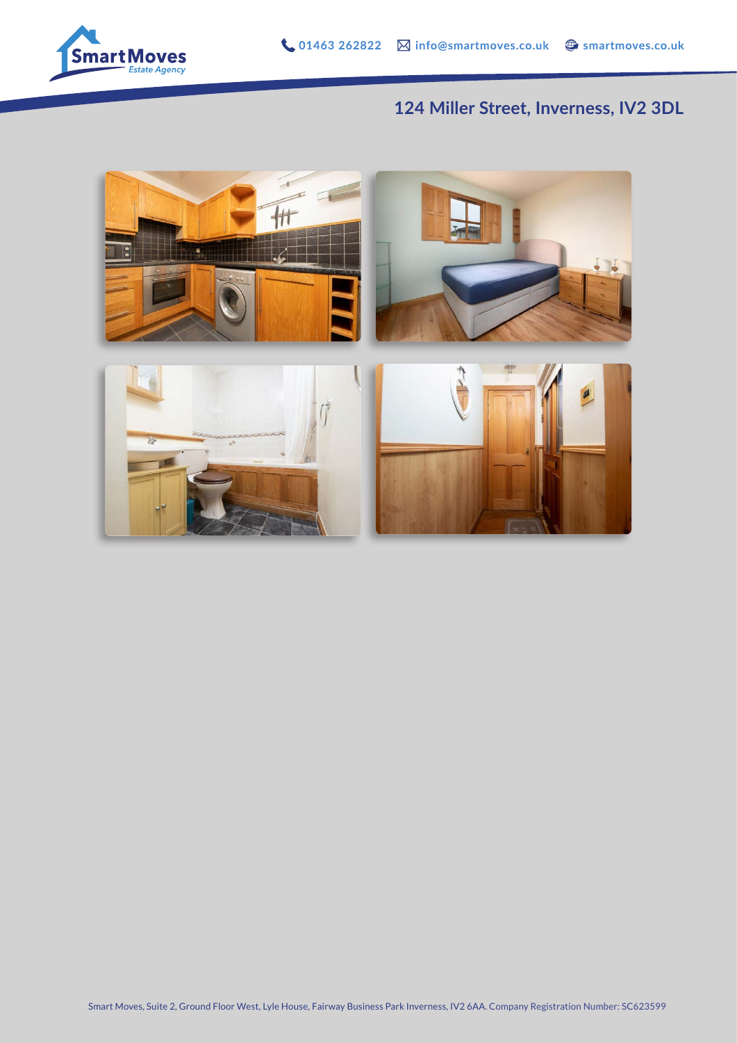# 124 Miller Street, Inverness, IV2 3DL